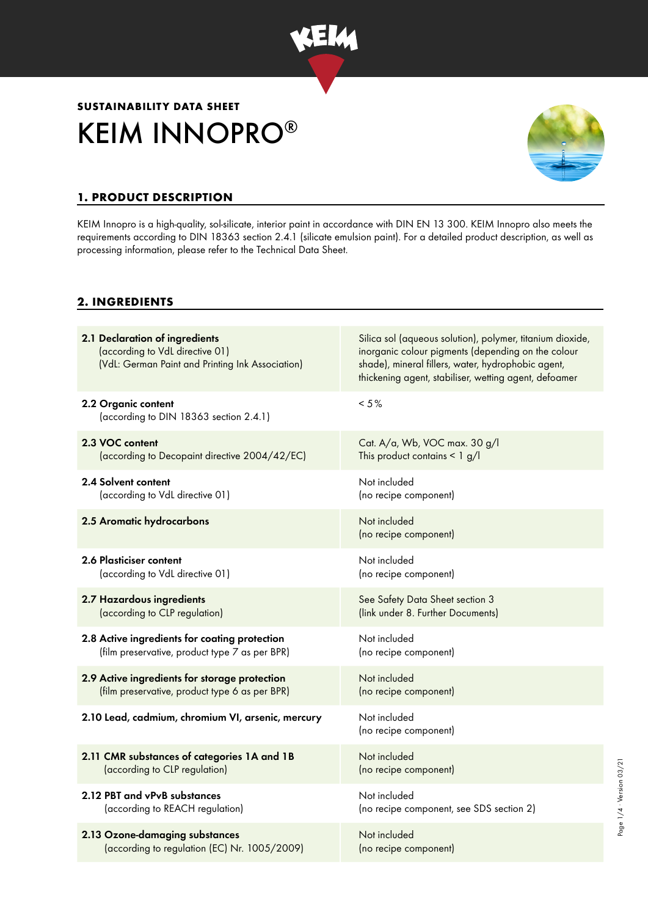**SUSTAINABILITY DATA SHEET**

# KEIM INNOPRO®

## 1. PRODUCT DESCRIPTION

KEIM Innopro is a high-quality, sol-silicate, interior paint in accordance with DIN EN 13 300. KEIM Innopro also meets the requirements according to DIN 18363 section 2.4.1 (silicate emulsion paint). For a detailed product description, as well as processing information, please refer to the Technical Data Sheet.

## 2. INGREDIENTS

| | |
|---|---|
| **2.1 Declaration of ingredients** (according to VdL directive 01) (VdL: German Paint and Printing Ink Association) | Silica sol (aqueous solution), polymer, titanium dioxide, inorganic colour pigments (depending on the colour shade), mineral fillers, water, hydrophobic agent, thickening agent, stabiliser, wetting agent, defoamer |
| **2.2 Organic content** (according to DIN 18363 section 2.4.1) | < 5% |
| **2.3 VOC content** (according to Decopaint directive 2004/42/EC) | Cat. A/a, Wb, VOC max. 30 g/l<br>This product contains < 1 g/l |
| **2.4 Solvent content** (according to VdL directive 01) | Not included (no recipe component) |
| **2.5 Aromatic hydrocarbons** | Not included (no recipe component) |
| **2.6 Plasticiser content** (according to VdL directive 01) | Not included (no recipe component) |
| **2.7 Hazardous ingredients** (according to CLP regulation) | See Safety Data Sheet section 3 (link under 8. Further Documents) |
| **2.8 Active ingredients for coating protection** (film preservative, product type 7 as per BPR) | Not included (no recipe component) |
| **2.9 Active ingredients for storage protection** (film preservative, product type 6 as per BPR) | Not included (no recipe component) |
| **2.10 Lead, cadmium, chromium VI, arsenic, mercury** | Not included (no recipe component) |
| **2.11 CMR substances of categories 1A and 1B** (according to CLP regulation) | Not included (no recipe component) |
| **2.12 PBT and vPvB substances** (according to REACH regulation) | Not included (no recipe component, see SDS section 2) |
| **2.13 Ozone-damaging substances** (according to regulation (EC) Nr. 1005/2009) | Not included (no recipe component) |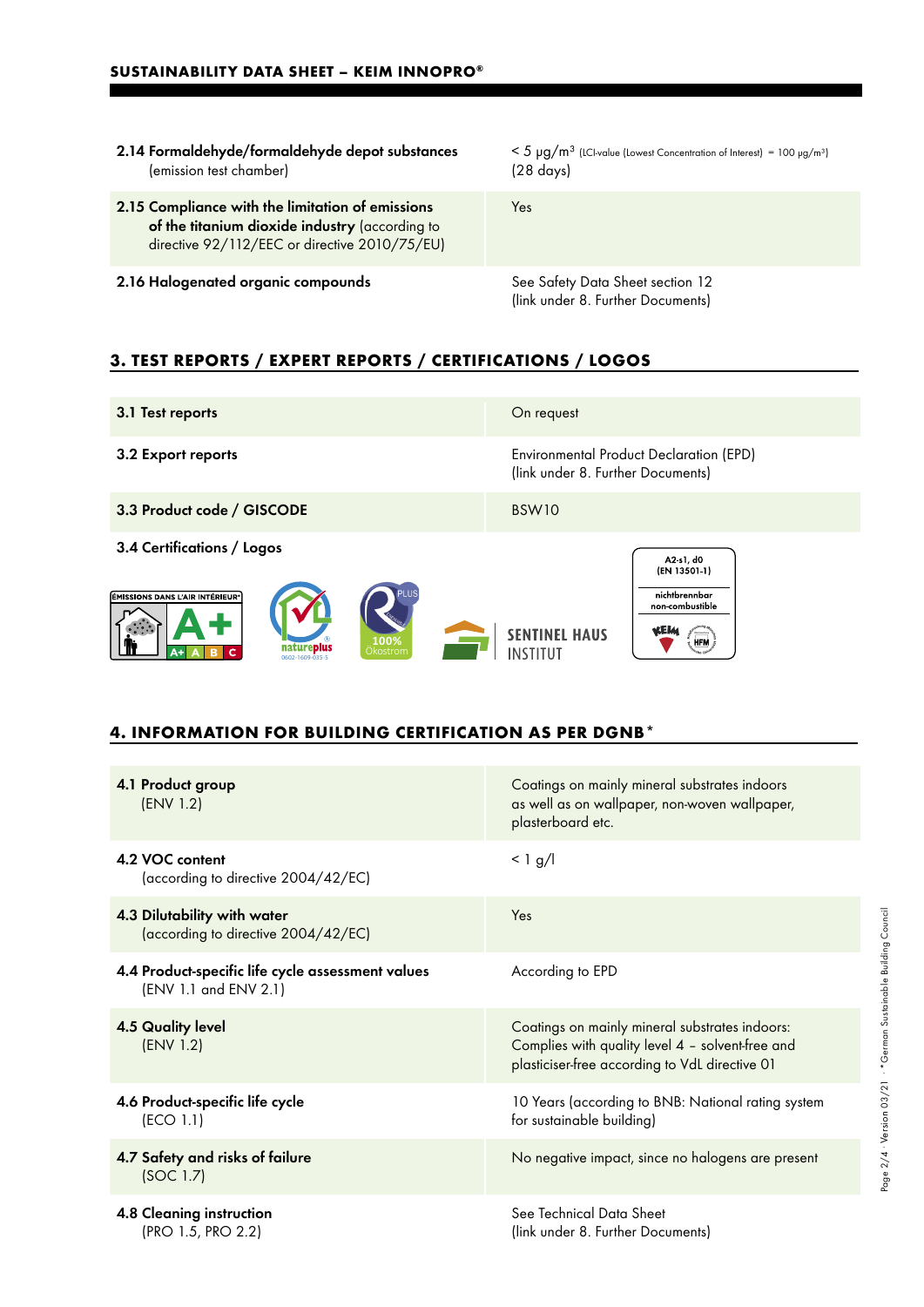| | |
|---|---|
| **2.14 Formaldehyde/formaldehyde depot substances** (emission test chamber) | < 5 µg/m³ (LCI-value (Lowest Concentration of Interest) = 100 µg/m³) (28 days) |
| **2.15 Compliance with the limitation of emissions of the titanium dioxide industry** (according to directive 92/112/EEC or directive 2010/75/EU) | Yes |
| **2.16 Halogenated organic compounds** | See Safety Data Sheet section 12 (link under 8. Further Documents) |

## 3. TEST REPORTS / EXPERT REPORTS / CERTIFICATIONS / LOGOS

| | |
|---|---|
| **3.1 Test reports** | On request |
| **3.2 Export reports** | Environmental Product Declaration (EPD) (link under 8. Further Documents) |
| **3.3 Product code / GISCODE** | BSW10 |

**3.4 Certifications / Logos**

ÉMISSIONS DANS L'AIR INTÉRIEUR A+ · natureplus 0602-1609-035-5 · 100% Ökostrom · SENTINEL HAUS INSTITUT · A2-s1, d0 (EN 13501-1) nichtbrennbar non-combustible KEIM HFM

## 4. INFORMATION FOR BUILDING CERTIFICATION AS PER DGNB*

| | |
|---|---|
| **4.1 Product group** (ENV 1.2) | Coatings on mainly mineral substrates indoors as well as on wallpaper, non-woven wallpaper, plasterboard etc. |
| **4.2 VOC content** (according to directive 2004/42/EC) | < 1 g/l |
| **4.3 Dilutability with water** (according to directive 2004/42/EC) | Yes |
| **4.4 Product-specific life cycle assessment values** (ENV 1.1 and ENV 2.1) | According to EPD |
| **4.5 Quality level** (ENV 1.2) | Coatings on mainly mineral substrates indoors: Complies with quality level 4 – solvent-free and plasticiser-free according to VdL directive 01 |
| **4.6 Product-specific life cycle** (ECO 1.1) | 10 Years (according to BNB: National rating system for sustainable building) |
| **4.7 Safety and risks of failure** (SOC 1.7) | No negative impact, since no halogens are present |
| **4.8 Cleaning instruction** (PRO 1.5, PRO 2.2) | See Technical Data Sheet (link under 8. Further Documents) |

*German Sustainable Building Council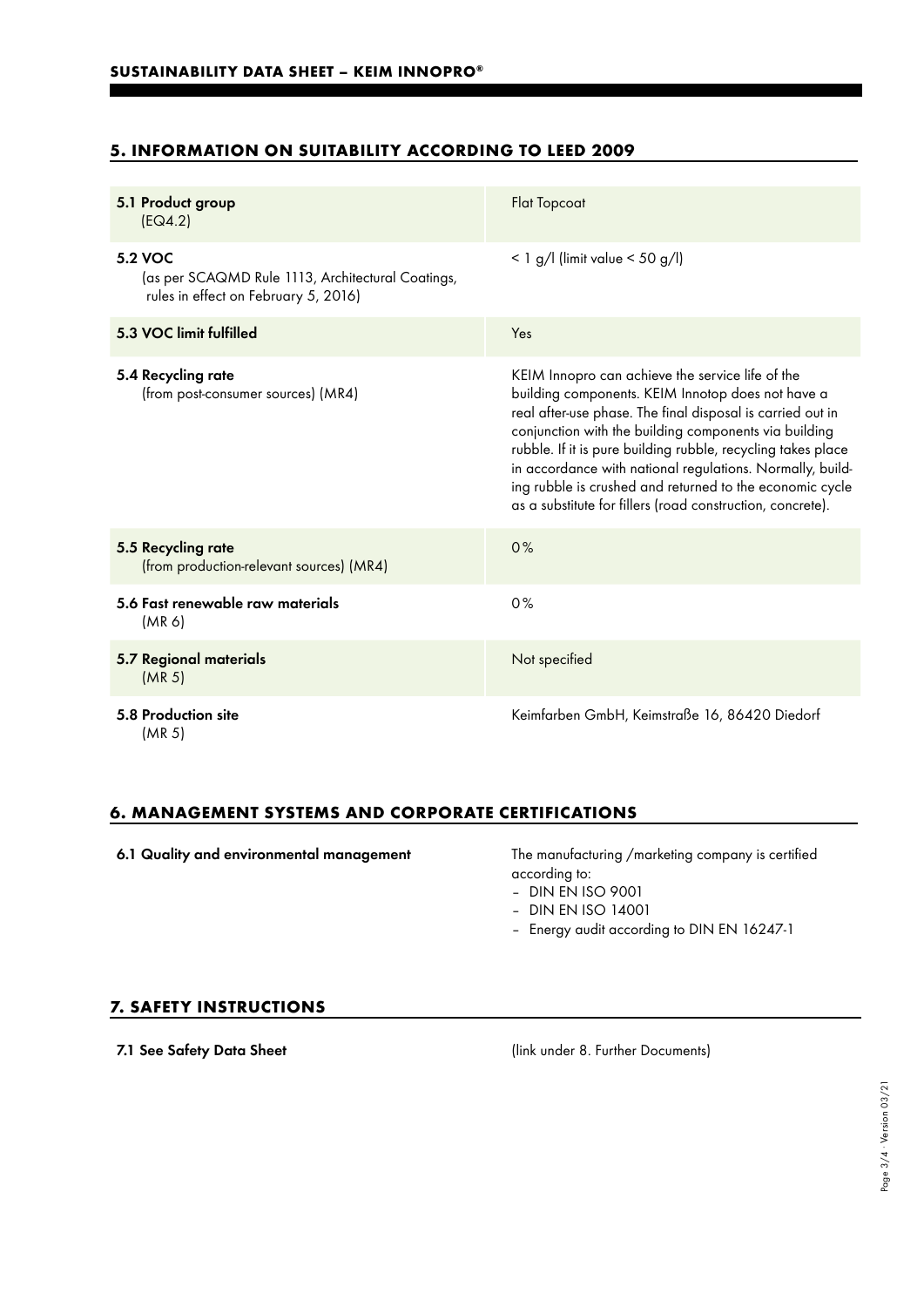## 5. INFORMATION ON SUITABILITY ACCORDING TO LEED 2009

| | |
|---|---|
| **5.1 Product group** (EQ4.2) | Flat Topcoat |
| **5.2 VOC** (as per SCAQMD Rule 1113, Architectural Coatings, rules in effect on February 5, 2016) | < 1 g/l (limit value < 50 g/l) |
| **5.3 VOC limit fulfilled** | Yes |
| **5.4 Recycling rate** (from post-consumer sources) (MR4) | KEIM Innopro can achieve the service life of the building components. KEIM Innotop does not have a real after-use phase. The final disposal is carried out in conjunction with the building components via building rubble. If it is pure building rubble, recycling takes place in accordance with national regulations. Normally, building rubble is crushed and returned to the economic cycle as a substitute for fillers (road construction, concrete). |
| **5.5 Recycling rate** (from production-relevant sources) (MR4) | 0% |
| **5.6 Fast renewable raw materials** (MR 6) | 0% |
| **5.7 Regional materials** (MR 5) | Not specified |
| **5.8 Production site** (MR 5) | Keimfarben GmbH, Keimstraße 16, 86420 Diedorf |

## 6. MANAGEMENT SYSTEMS AND CORPORATE CERTIFICATIONS

| | |
|---|---|
| **6.1 Quality and environmental management** | The manufacturing /marketing company is certified according to:<br>– DIN EN ISO 9001<br>– DIN EN ISO 14001<br>– Energy audit according to DIN EN 16247-1 |

## 7. SAFETY INSTRUCTIONS

| | |
|---|---|
| **7.1 See Safety Data Sheet** | (link under 8. Further Documents) |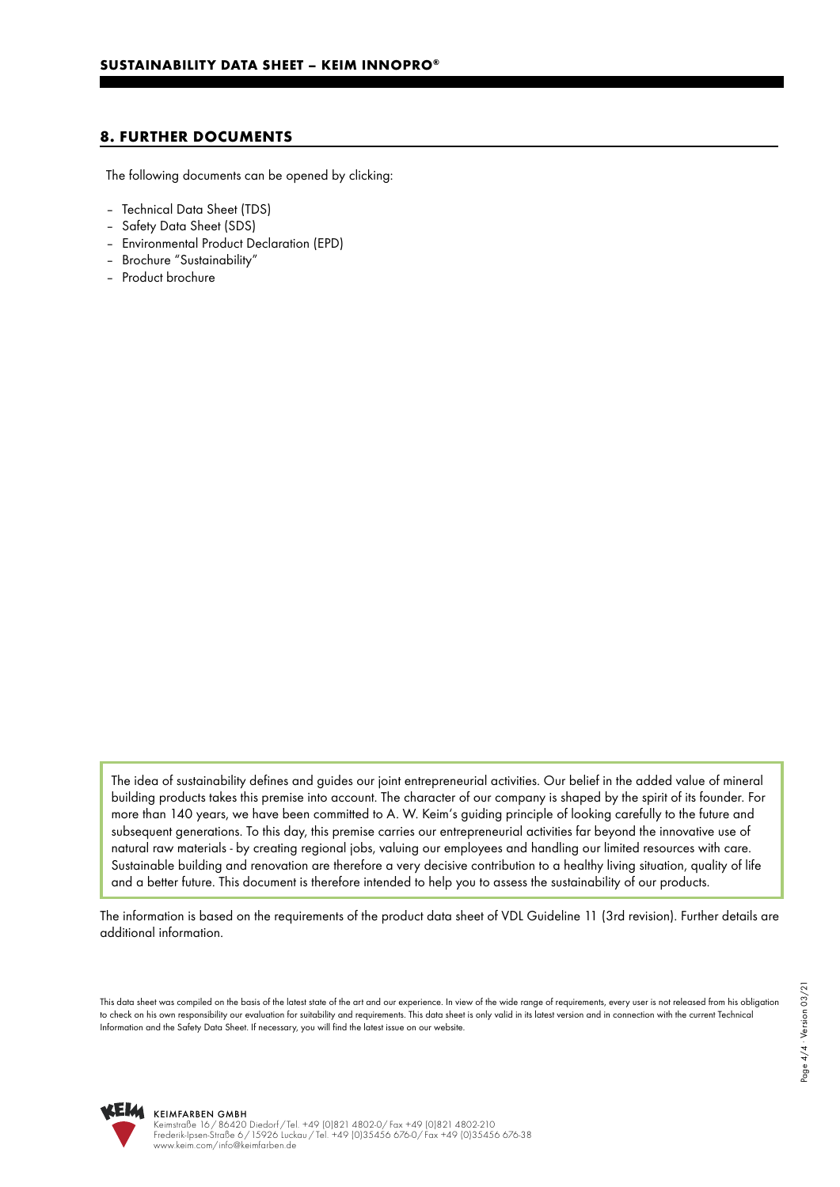## 8. FURTHER DOCUMENTS

The following documents can be opened by clicking:

- Technical Data Sheet (TDS)
- Safety Data Sheet (SDS)
- Environmental Product Declaration (EPD)
- Brochure "Sustainability"
- Product brochure

The idea of sustainability defines and guides our joint entrepreneurial activities. Our belief in the added value of mineral building products takes this premise into account. The character of our company is shaped by the spirit of its founder. For more than 140 years, we have been committed to A. W. Keim's guiding principle of looking carefully to the future and subsequent generations. To this day, this premise carries our entrepreneurial activities far beyond the innovative use of natural raw materials - by creating regional jobs, valuing our employees and handling our limited resources with care. Sustainable building and renovation are therefore a very decisive contribution to a healthy living situation, quality of life and a better future. This document is therefore intended to help you to assess the sustainability of our products.

The information is based on the requirements of the product data sheet of VDL Guideline 11 (3rd revision). Further details are additional information.

This data sheet was compiled on the basis of the latest state of the art and our experience. In view of the wide range of requirements, every user is not released from his obligation to check on his own responsibility our evaluation for suitability and requirements. This data sheet is only valid in its latest version and in connection with the current Technical Information and the Safety Data Sheet. If necessary, you will find the latest issue on our website.

KEIMFARBEN GMBH
Keimstraße 16 / 86420 Diedorf / Tel. +49 (0)821 4802-0 / Fax +49 (0)821 4802-210
Frederik-Ipsen-Straße 6 / 15926 Luckau / Tel. +49 (0)35456 676-0 / Fax +49 (0)35456 676-38
www.keim.com / info@keimfarben.de